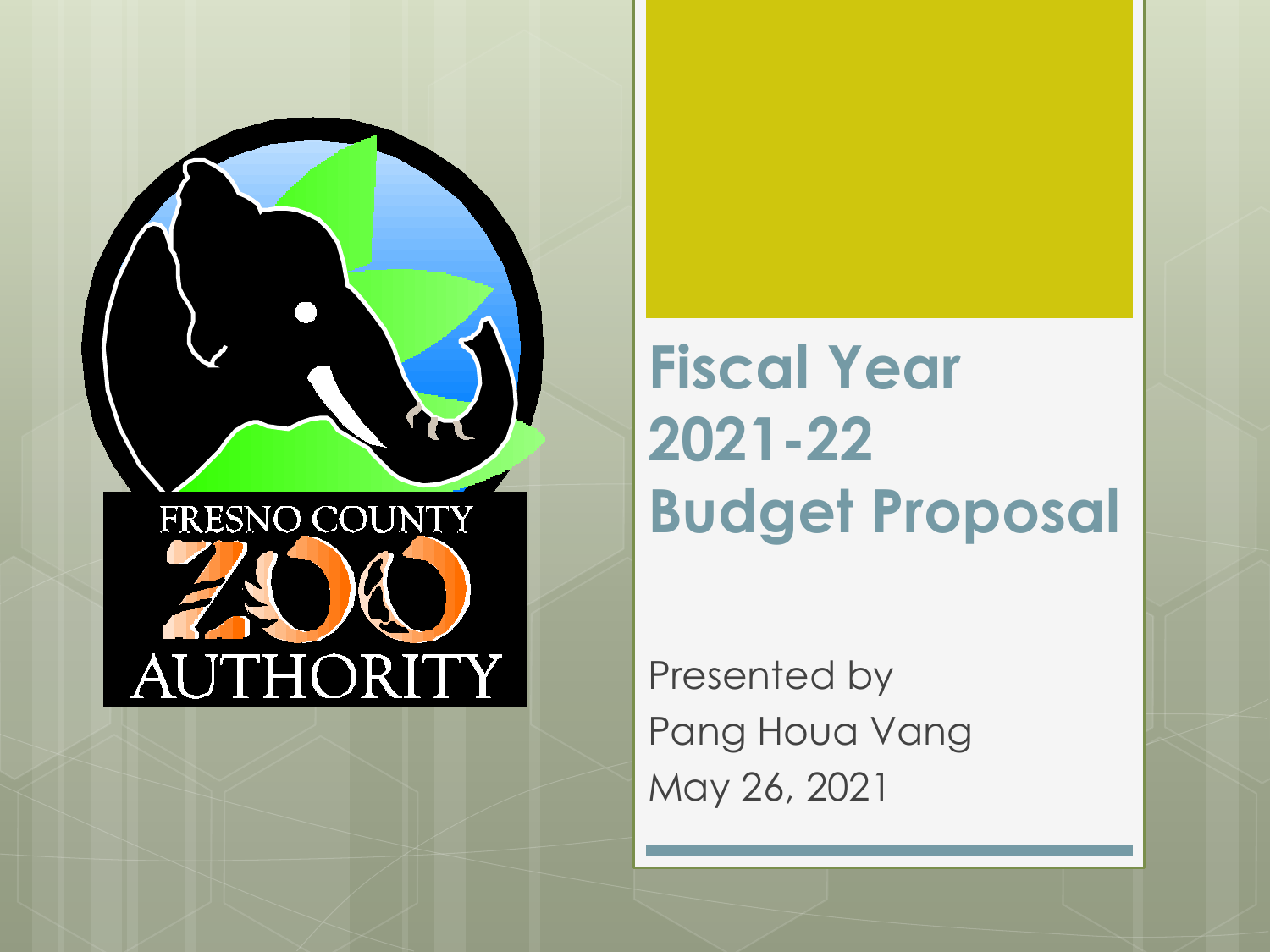FRESNO COUNTY ZOO AUTHORITY

# Fiscal Year 2021-22 Budget Proposal

Presented by
Pang Houa Vang
May 26, 2021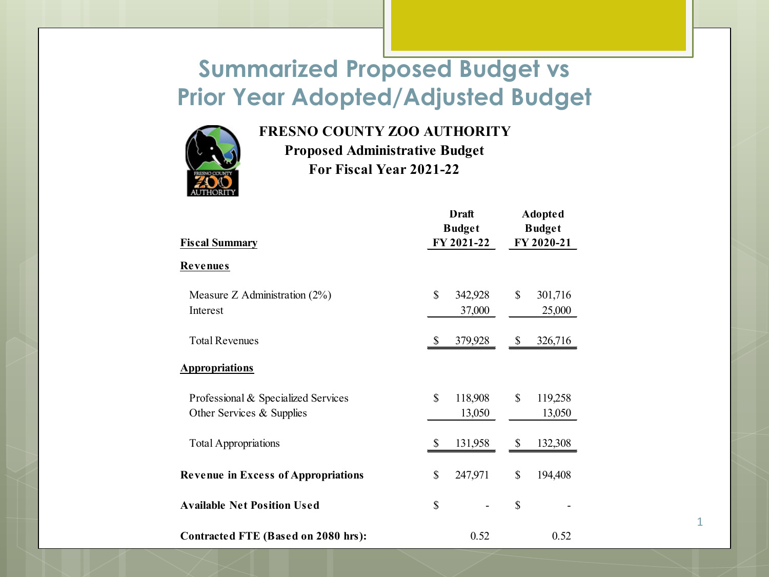# Summarized Proposed Budget vs Prior Year Adopted/Adjusted Budget

**FRESNO COUNTY ZOO AUTHORITY**
**Proposed Administrative Budget**
**For Fiscal Year 2021-22**

| Fiscal Summary | Draft Budget FY 2021-22 | Adopted Budget FY 2020-21 |
|---|---|---|
| **Revenues** | | |
| Measure Z Administration (2%) | $ 342,928 | $ 301,716 |
| Interest | 37,000 | 25,000 |
| Total Revenues | $ 379,928 | $ 326,716 |
| **Appropriations** | | |
| Professional & Specialized Services | $ 118,908 | $ 119,258 |
| Other Services & Supplies | 13,050 | 13,050 |
| Total Appropriations | $ 131,958 | $ 132,308 |
| **Revenue in Excess of Appropriations** | $ 247,971 | $ 194,408 |
| **Available Net Position Used** | $ - | $ - |
| **Contracted FTE (Based on 2080 hrs):** | 0.52 | 0.52 |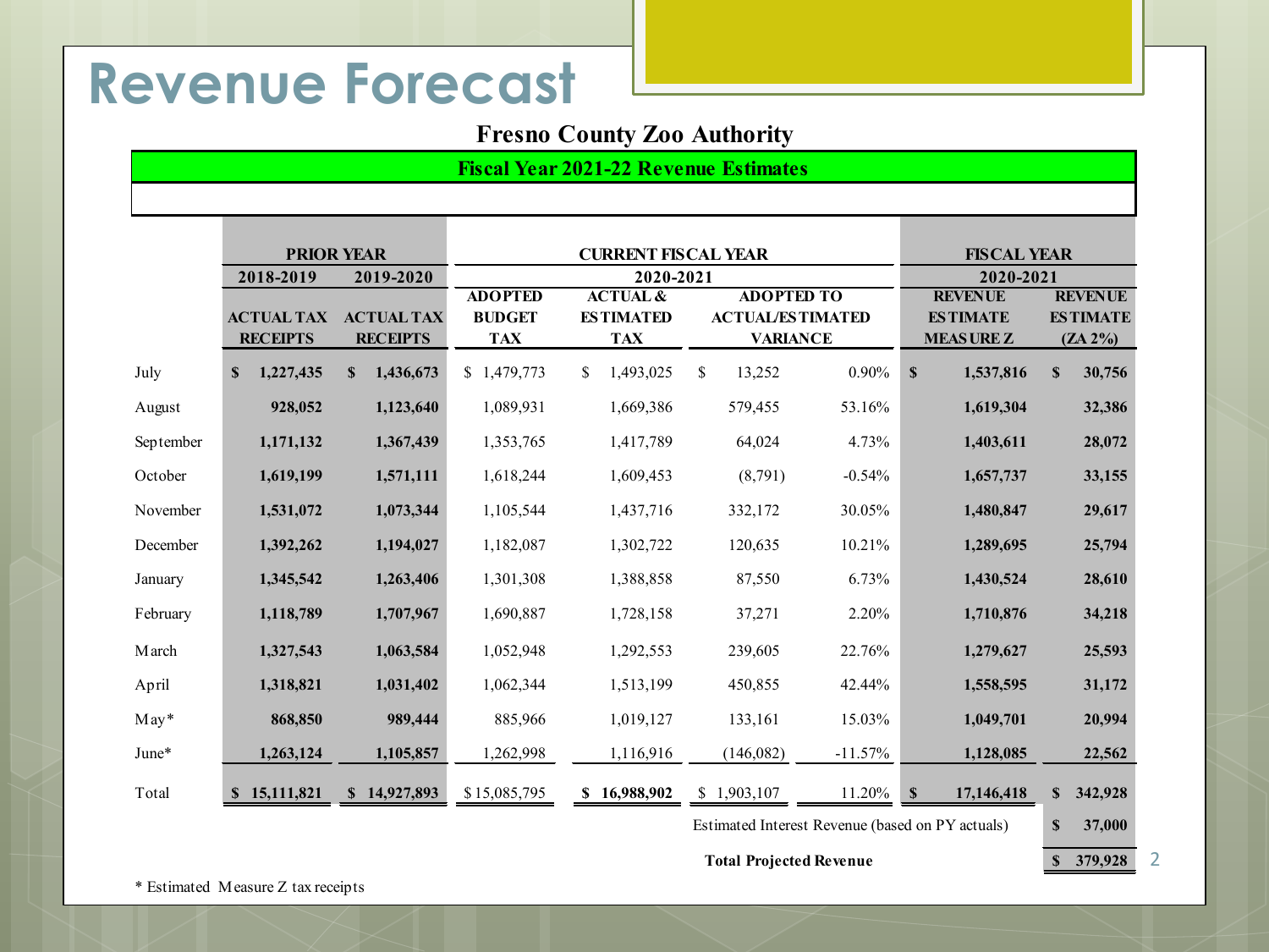# Revenue Forecast

## Fresno County Zoo Authority

### Fiscal Year 2021-22 Revenue Estimates

| | PRIOR YEAR | | CURRENT FISCAL YEAR | | | | FISCAL YEAR | |
|---|---|---|---|---|---|---|---|---|
| | 2018-2019 | 2019-2020 | 2020-2021 | | | | 2020-2021 | |
| | ACTUAL TAX RECEIPTS | ACTUAL TAX RECEIPTS | ADOPTED BUDGET TAX | ACTUAL & ESTIMATED TAX | ADOPTED TO ACTUAL/ESTIMATED VARIANCE | | REVENUE ESTIMATE MEASURE Z | REVENUE ESTIMATE (ZA 2%) |
| July | $ 1,227,435 | $ 1,436,673 | $ 1,479,773 | $ 1,493,025 | $ 13,252 | 0.90% | $ 1,537,816 | $ 30,756 |
| August | 928,052 | 1,123,640 | 1,089,931 | 1,669,386 | 579,455 | 53.16% | 1,619,304 | 32,386 |
| September | 1,171,132 | 1,367,439 | 1,353,765 | 1,417,789 | 64,024 | 4.73% | 1,403,611 | 28,072 |
| October | 1,619,199 | 1,571,111 | 1,618,244 | 1,609,453 | (8,791) | -0.54% | 1,657,737 | 33,155 |
| November | 1,531,072 | 1,073,344 | 1,105,544 | 1,437,716 | 332,172 | 30.05% | 1,480,847 | 29,617 |
| December | 1,392,262 | 1,194,027 | 1,182,087 | 1,302,722 | 120,635 | 10.21% | 1,289,695 | 25,794 |
| January | 1,345,542 | 1,263,406 | 1,301,308 | 1,388,858 | 87,550 | 6.73% | 1,430,524 | 28,610 |
| February | 1,118,789 | 1,707,967 | 1,690,887 | 1,728,158 | 37,271 | 2.20% | 1,710,876 | 34,218 |
| March | 1,327,543 | 1,063,584 | 1,052,948 | 1,292,553 | 239,605 | 22.76% | 1,279,627 | 25,593 |
| April | 1,318,821 | 1,031,402 | 1,062,344 | 1,513,199 | 450,855 | 42.44% | 1,558,595 | 31,172 |
| May* | 868,850 | 989,444 | 885,966 | 1,019,127 | 133,161 | 15.03% | 1,049,701 | 20,994 |
| June* | 1,263,124 | 1,105,857 | 1,262,998 | 1,116,916 | (146,082) | -11.57% | 1,128,085 | 22,562 |
| Total | $ 15,111,821 | $ 14,927,893 | $ 15,085,795 | $ 16,988,902 | $ 1,903,107 | 11.20% | $ 17,146,418 | $ 342,928 |
| | | | | | Estimated Interest Revenue (based on PY actuals) | | | $ 37,000 |
| | | | | | **Total Projected Revenue** | | | **$ 379,928** |

\* Estimated Measure Z tax receipts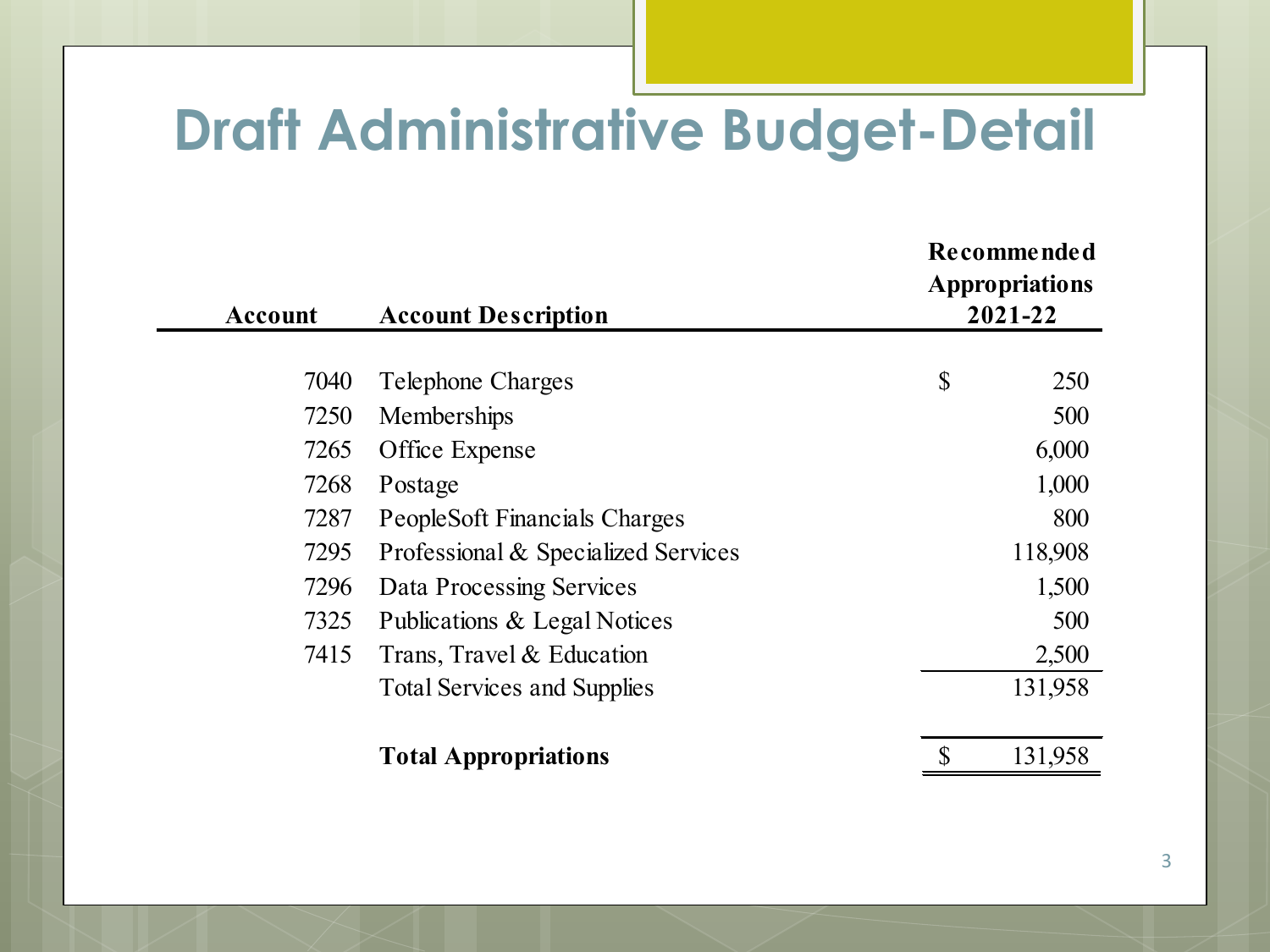# Draft Administrative Budget-Detail

| Account | Account Description | Recommended Appropriations 2021-22 |
|---|---|---|
| 7040 | Telephone Charges | $ 250 |
| 7250 | Memberships | 500 |
| 7265 | Office Expense | 6,000 |
| 7268 | Postage | 1,000 |
| 7287 | PeopleSoft Financials Charges | 800 |
| 7295 | Professional & Specialized Services | 118,908 |
| 7296 | Data Processing Services | 1,500 |
| 7325 | Publications & Legal Notices | 500 |
| 7415 | Trans, Travel & Education | 2,500 |
| | Total Services and Supplies | 131,958 |
| | **Total Appropriations** | $ 131,958 |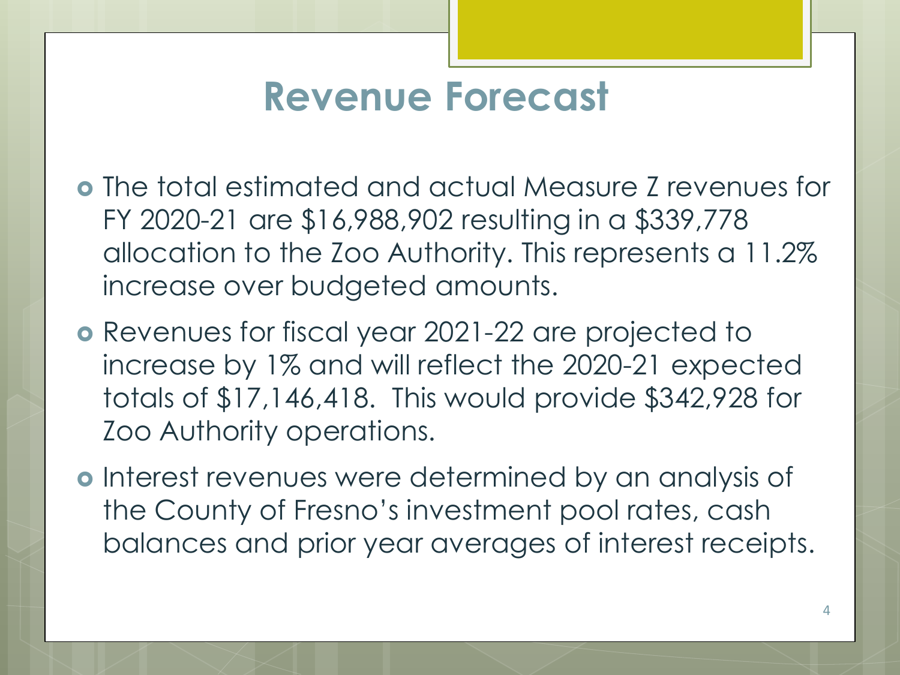# Revenue Forecast

- The total estimated and actual Measure Z revenues for FY 2020-21 are $16,988,902 resulting in a $339,778 allocation to the Zoo Authority. This represents a 11.2% increase over budgeted amounts.
- Revenues for fiscal year 2021-22 are projected to increase by 1% and will reflect the 2020-21 expected totals of $17,146,418. This would provide $342,928 for Zoo Authority operations.
- Interest revenues were determined by an analysis of the County of Fresno's investment pool rates, cash balances and prior year averages of interest receipts.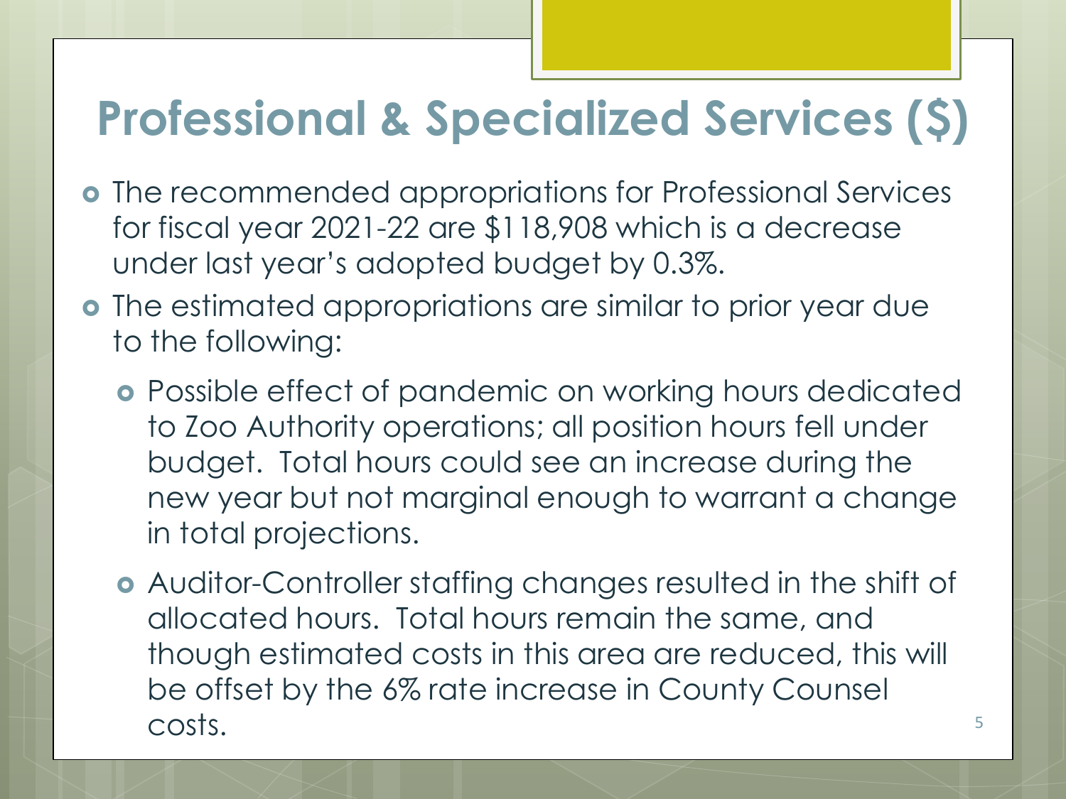# Professional & Specialized Services ($)

- The recommended appropriations for Professional Services for fiscal year 2021-22 are $118,908 which is a decrease under last year's adopted budget by 0.3%.
- The estimated appropriations are similar to prior year due to the following:
  - Possible effect of pandemic on working hours dedicated to Zoo Authority operations; all position hours fell under budget. Total hours could see an increase during the new year but not marginal enough to warrant a change in total projections.
  - Auditor-Controller staffing changes resulted in the shift of allocated hours. Total hours remain the same, and though estimated costs in this area are reduced, this will be offset by the 6% rate increase in County Counsel costs.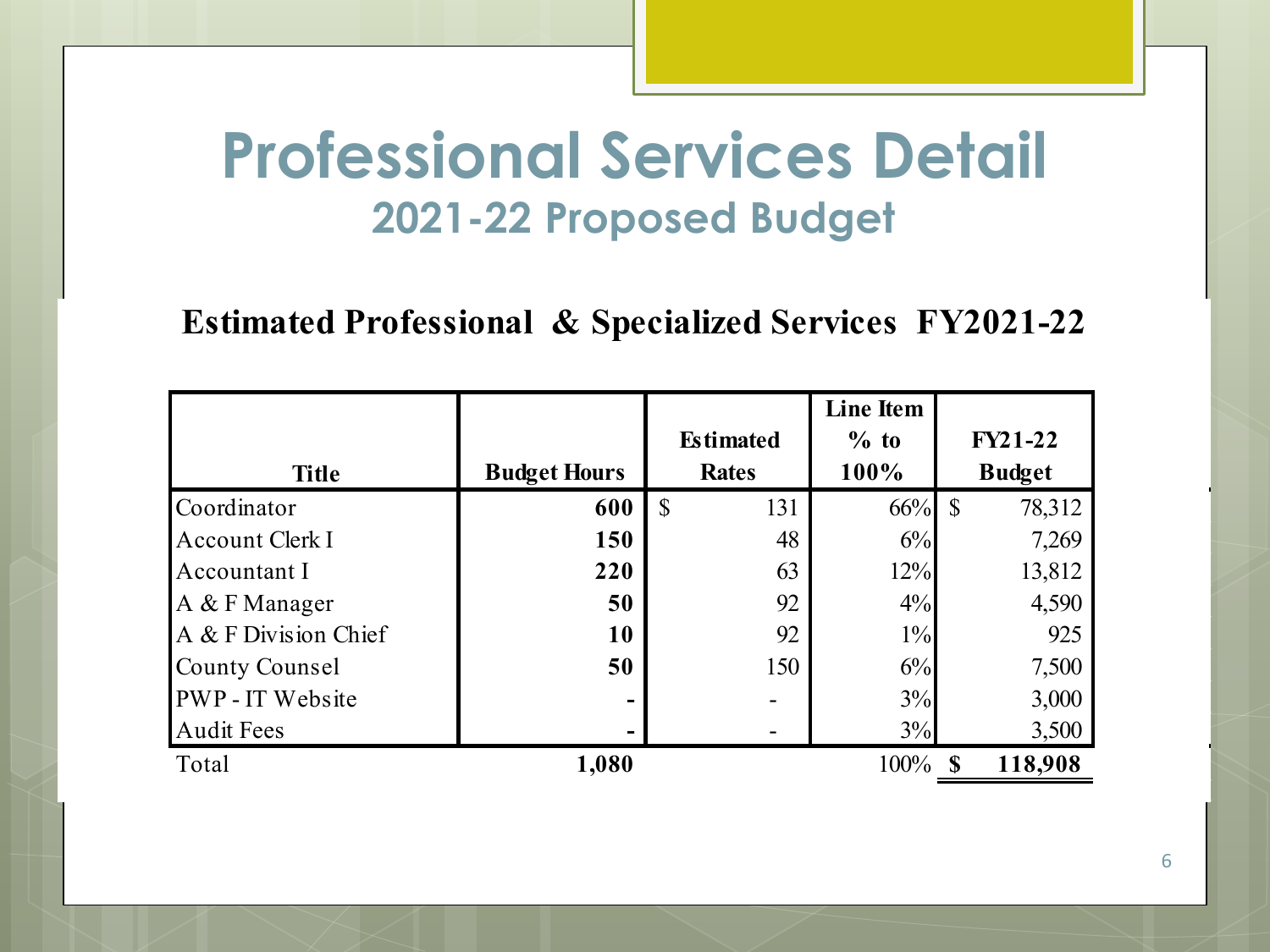# Professional Services Detail

## 2021-22 Proposed Budget

### Estimated Professional & Specialized Services FY2021-22

| Title | Budget Hours | Estimated Rates | Line Item % to 100% | FY21-22 Budget |
|---|---|---|---|---|
| Coordinator | **600** | $ 131 | 66% | $ 78,312 |
| Account Clerk I | **150** | 48 | 6% | 7,269 |
| Accountant I | **220** | 63 | 12% | 13,812 |
| A & F Manager | **50** | 92 | 4% | 4,590 |
| A & F Division Chief | **10** | 92 | 1% | 925 |
| County Counsel | **50** | 150 | 6% | 7,500 |
| PWP - IT Website | **-** | - | 3% | 3,000 |
| Audit Fees | **-** | - | 3% | 3,500 |
| Total | **1,080** | | 100% | **$ 118,908** |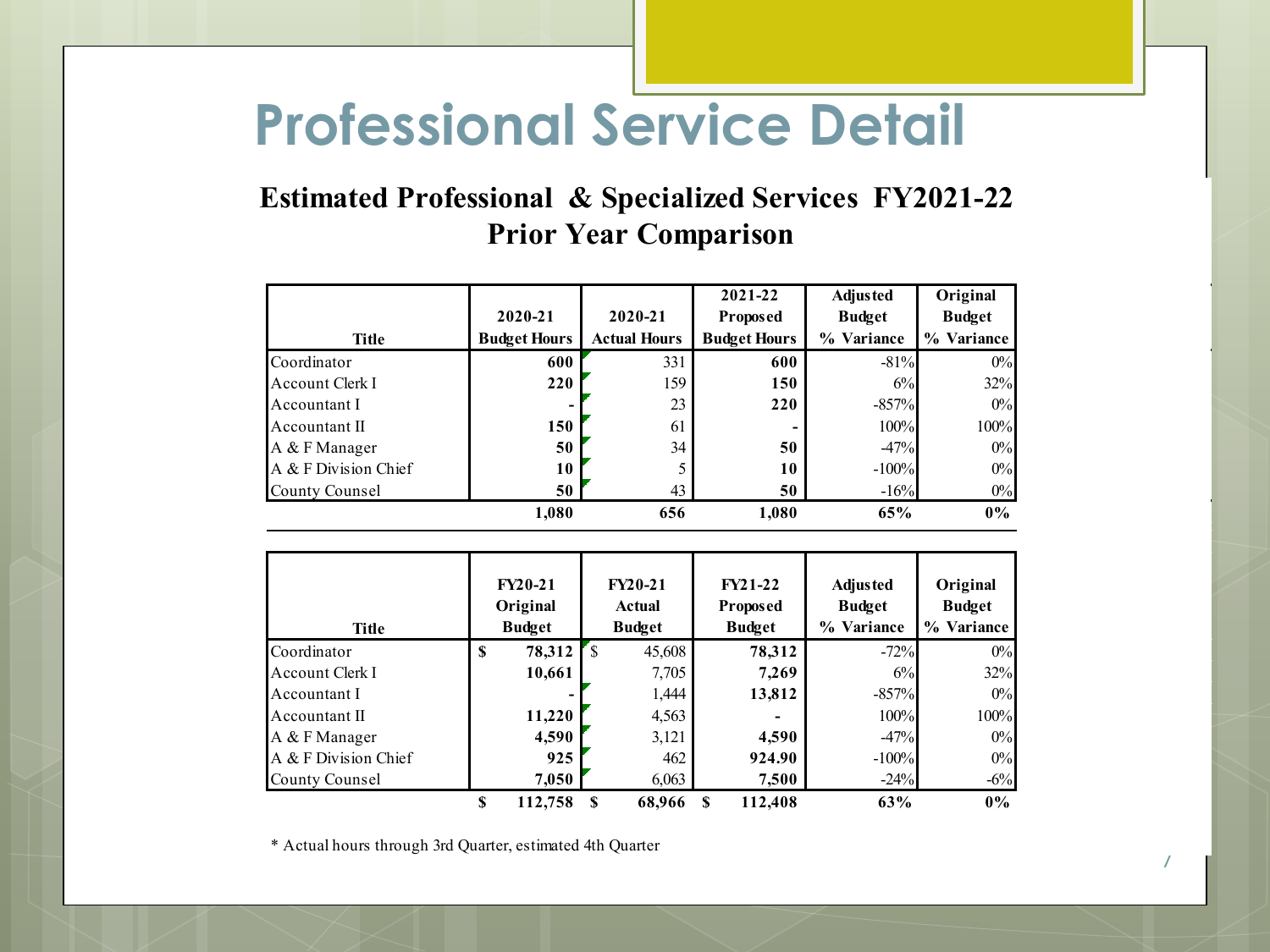# Professional Service Detail

## Estimated Professional & Specialized Services FY2021-22
## Prior Year Comparison

| Title | 2020-21 Budget Hours | 2020-21 Actual Hours | 2021-22 Proposed Budget Hours | Adjusted Budget % Variance | Original Budget % Variance |
|---|---|---|---|---|---|
| Coordinator | **600** | 331 | **600** | -81% | 0% |
| Account Clerk I | **220** | 159 | **150** | 6% | 32% |
| Accountant I | **-** | 23 | **220** | -857% | 0% |
| Accountant II | **150** | 61 | **-** | 100% | 100% |
| A & F Manager | **50** | 34 | **50** | -47% | 0% |
| A & F Division Chief | **10** | 5 | **10** | -100% | 0% |
| County Counsel | **50** | 43 | **50** | -16% | 0% |
| | **1,080** | **656** | **1,080** | **65%** | **0%** |

| Title | FY20-21 Original Budget | FY20-21 Actual Budget | FY21-22 Proposed Budget | Adjusted Budget % Variance | Original Budget % Variance |
|---|---|---|---|---|---|
| Coordinator | **$ 78,312** | $ 45,608 | **78,312** | -72% | 0% |
| Account Clerk I | **10,661** | 7,705 | **7,269** | 6% | 32% |
| Accountant I | **-** | 1,444 | **13,812** | -857% | 0% |
| Accountant II | **11,220** | 4,563 | **-** | 100% | 100% |
| A & F Manager | **4,590** | 3,121 | **4,590** | -47% | 0% |
| A & F Division Chief | **925** | 462 | **924.90** | -100% | 0% |
| County Counsel | **7,050** | 6,063 | **7,500** | -24% | -6% |
| | **$ 112,758** | **$ 68,966** | **$ 112,408** | **63%** | **0%** |

\* Actual hours through 3rd Quarter, estimated 4th Quarter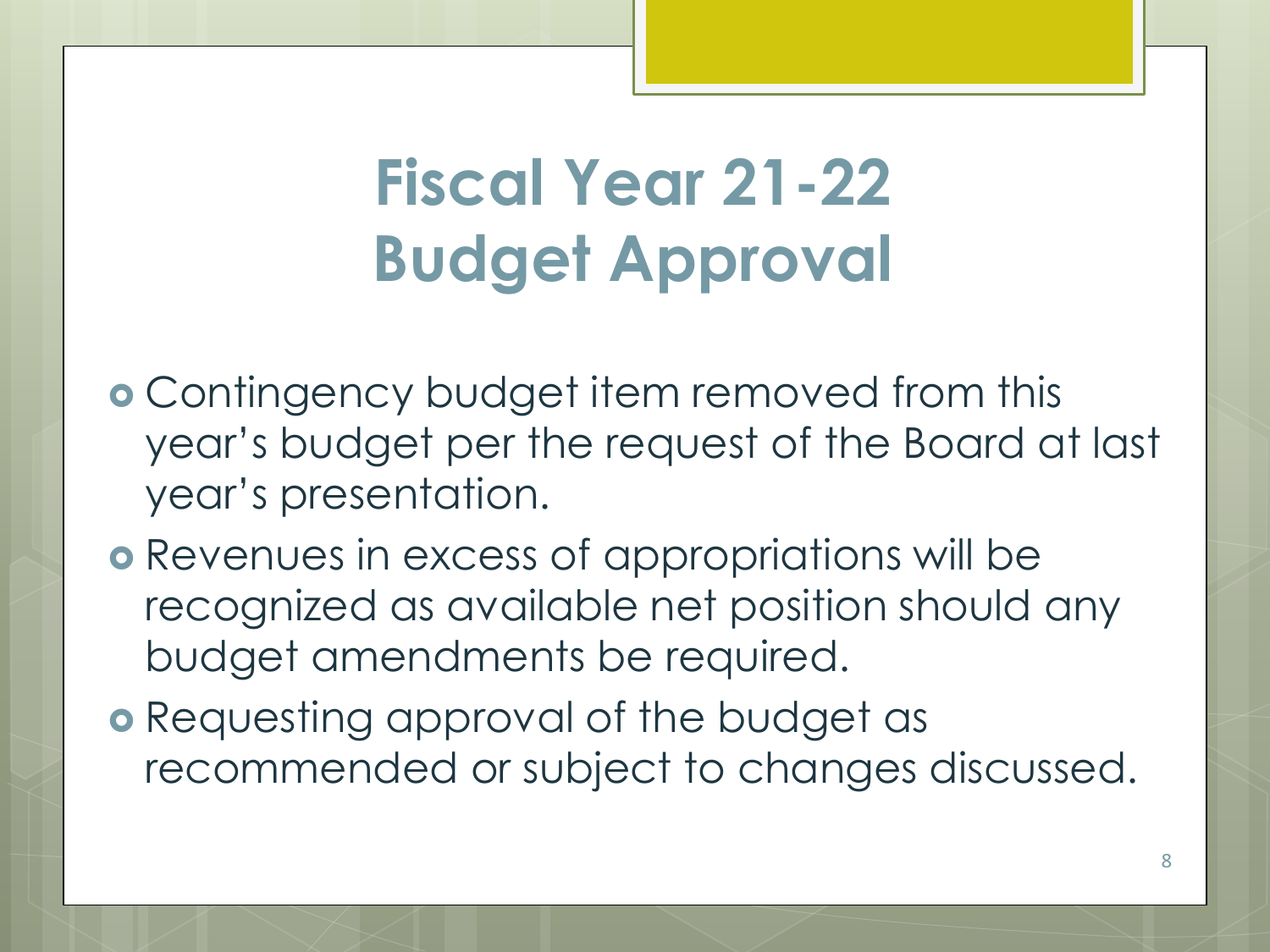# Fiscal Year 21-22 Budget Approval

- Contingency budget item removed from this year's budget per the request of the Board at last year's presentation.
- Revenues in excess of appropriations will be recognized as available net position should any budget amendments be required.
- Requesting approval of the budget as recommended or subject to changes discussed.